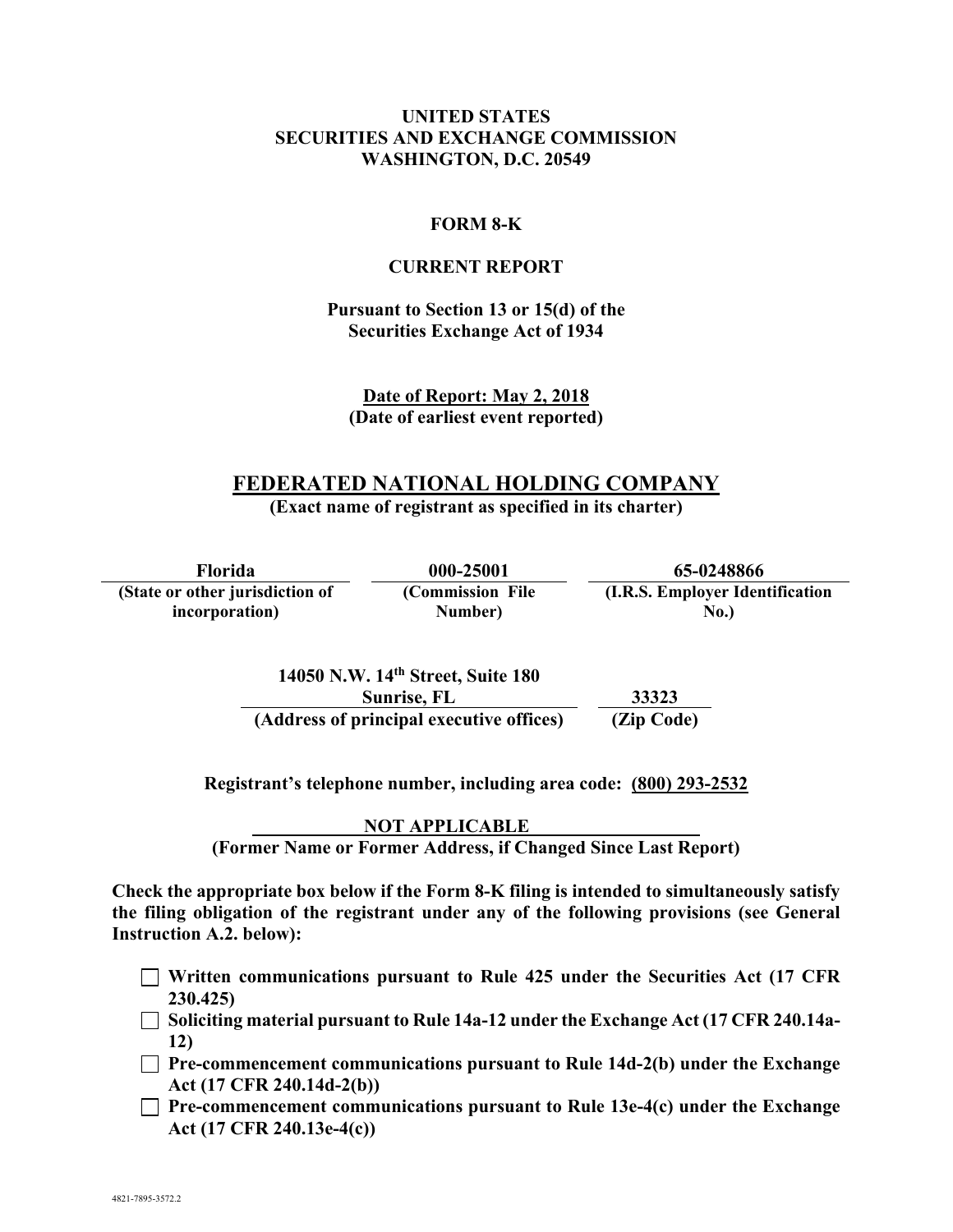**UNITED STATES**
**SECURITIES AND EXCHANGE COMMISSION**
**WASHINGTON, D.C. 20549**

**FORM 8-K**

**CURRENT REPORT**

**Pursuant to Section 13 or 15(d) of the Securities Exchange Act of 1934**

**Date of Report: May 2, 2018**
**(Date of earliest event reported)**

# FEDERATED NATIONAL HOLDING COMPANY

**(Exact name of registrant as specified in its charter)**

| Florida | 000-25001 | 65-0248866 |
|---|---|---|
| (State or other jurisdiction of incorporation) | (Commission File Number) | (I.R.S. Employer Identification No.) |

| 14050 N.W. 14th Street, Suite 180 Sunrise, FL | 33323 |
|---|---|
| (Address of principal executive offices) | (Zip Code) |

**Registrant's telephone number, including area code: (800) 293-2532**

**NOT APPLICABLE**
**(Former Name or Former Address, if Changed Since Last Report)**

**Check the appropriate box below if the Form 8-K filing is intended to simultaneously satisfy the filing obligation of the registrant under any of the following provisions (see General Instruction A.2. below):**

- ☐ **Written communications pursuant to Rule 425 under the Securities Act (17 CFR 230.425)**
- ☐ **Soliciting material pursuant to Rule 14a-12 under the Exchange Act (17 CFR 240.14a-12)**
- ☐ **Pre-commencement communications pursuant to Rule 14d-2(b) under the Exchange Act (17 CFR 240.14d-2(b))**
- ☐ **Pre-commencement communications pursuant to Rule 13e-4(c) under the Exchange Act (17 CFR 240.13e-4(c))**

4821-7895-3572.2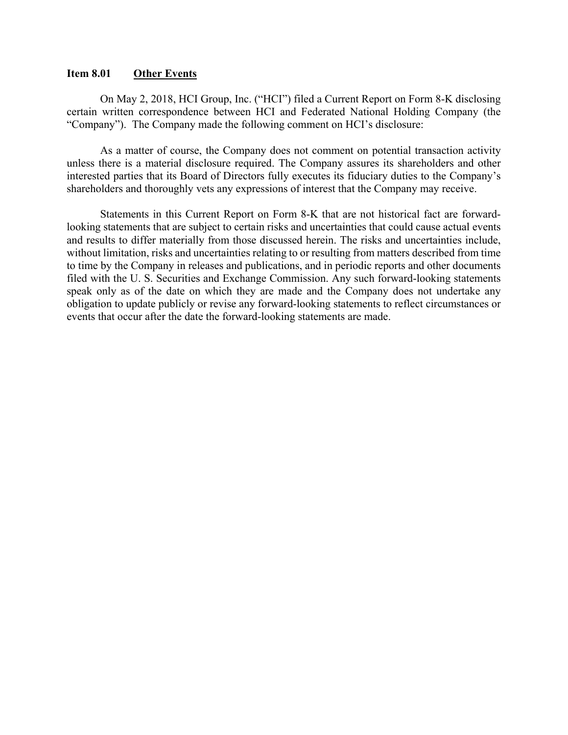**Item 8.01 Other Events**

On May 2, 2018, HCI Group, Inc. ("HCI") filed a Current Report on Form 8-K disclosing certain written correspondence between HCI and Federated National Holding Company (the "Company"). The Company made the following comment on HCI's disclosure:

As a matter of course, the Company does not comment on potential transaction activity unless there is a material disclosure required. The Company assures its shareholders and other interested parties that its Board of Directors fully executes its fiduciary duties to the Company's shareholders and thoroughly vets any expressions of interest that the Company may receive.

Statements in this Current Report on Form 8-K that are not historical fact are forward-looking statements that are subject to certain risks and uncertainties that could cause actual events and results to differ materially from those discussed herein. The risks and uncertainties include, without limitation, risks and uncertainties relating to or resulting from matters described from time to time by the Company in releases and publications, and in periodic reports and other documents filed with the U. S. Securities and Exchange Commission. Any such forward-looking statements speak only as of the date on which they are made and the Company does not undertake any obligation to update publicly or revise any forward-looking statements to reflect circumstances or events that occur after the date the forward-looking statements are made.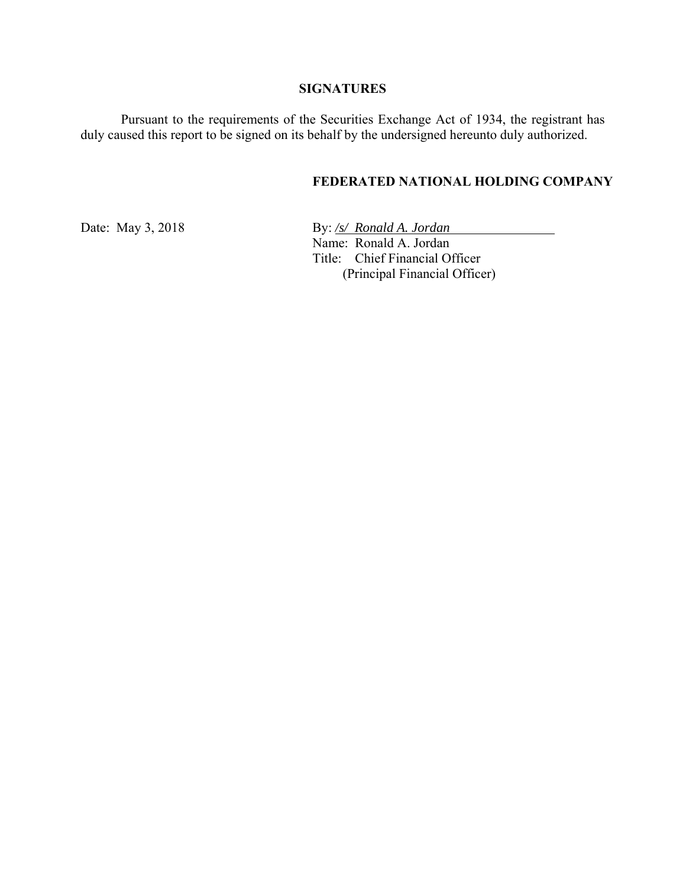## SIGNATURES

Pursuant to the requirements of the Securities Exchange Act of 1934, the registrant has duly caused this report to be signed on its behalf by the undersigned hereunto duly authorized.

**FEDERATED NATIONAL HOLDING COMPANY**

Date: May 3, 2018

By: *_/s/ Ronald A. Jordan_*
Name: Ronald A. Jordan
Title: Chief Financial Officer
(Principal Financial Officer)